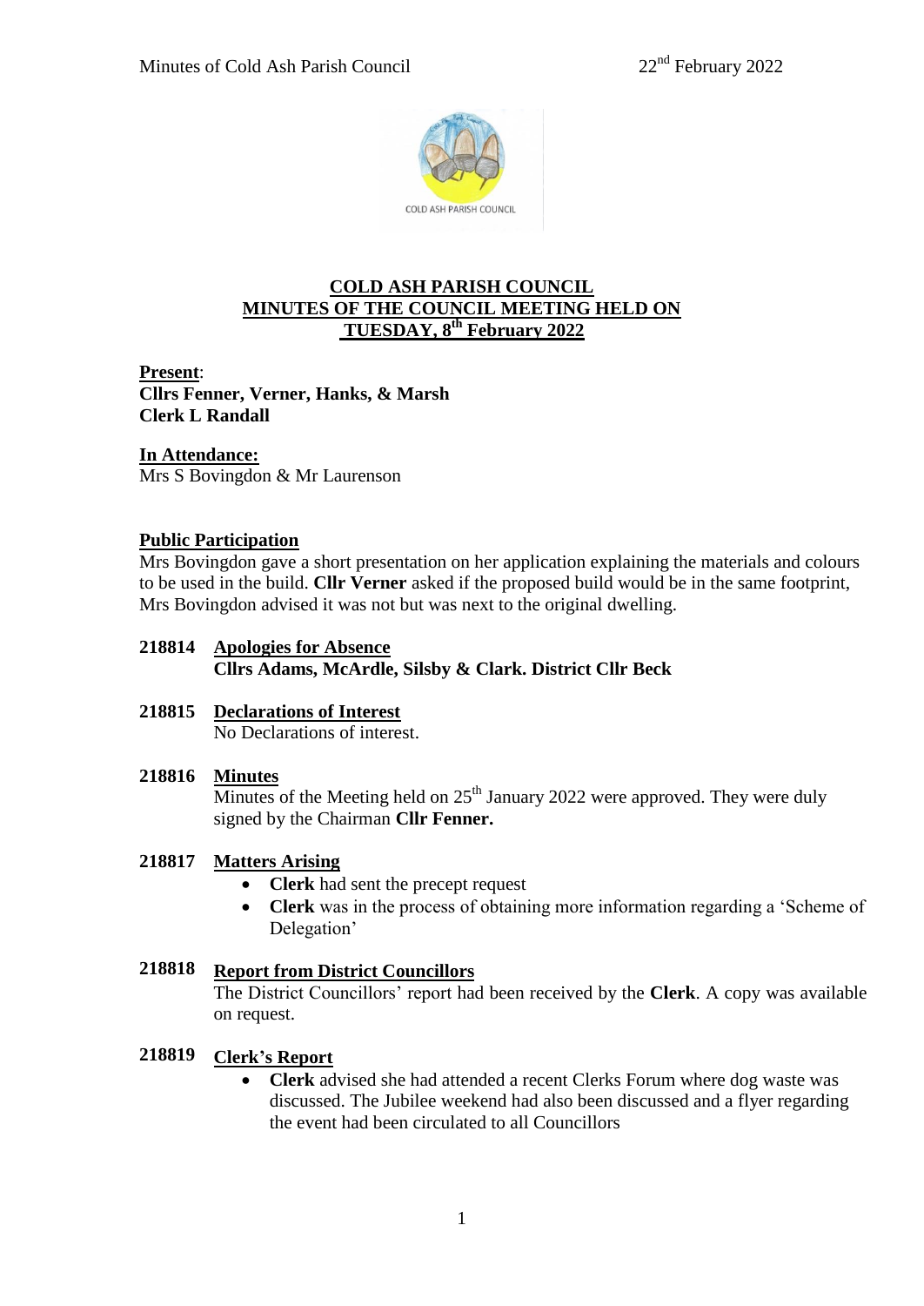## COLD ASH PARISH COUNCIL
## MINUTES OF THE COUNCIL MEETING HELD ON
## TUESDAY, 8th February 2022

**Present**:
**Cllrs Fenner, Verner, Hanks, & Marsh**
**Clerk L Randall**

**In Attendance:**
Mrs S Bovingdon & Mr Laurenson

**Public Participation**
Mrs Bovingdon gave a short presentation on her application explaining the materials and colours to be used in the build. **Cllr Verner** asked if the proposed build would be in the same footprint, Mrs Bovingdon advised it was not but was next to the original dwelling.

**218814 Apologies for Absence**
**Cllrs Adams, McArdle, Silsby & Clark. District Cllr Beck**

**218815 Declarations of Interest**
No Declarations of interest.

**218816 Minutes**
Minutes of the Meeting held on 25th January 2022 were approved. They were duly signed by the Chairman **Cllr Fenner.**

**218817 Matters Arising**

- **Clerk** had sent the precept request
- **Clerk** was in the process of obtaining more information regarding a 'Scheme of Delegation'

**218818 Report from District Councillors**
The District Councillors' report had been received by the **Clerk**. A copy was available on request.

**218819 Clerk's Report**

- **Clerk** advised she had attended a recent Clerks Forum where dog waste was discussed. The Jubilee weekend had also been discussed and a flyer regarding the event had been circulated to all Councillors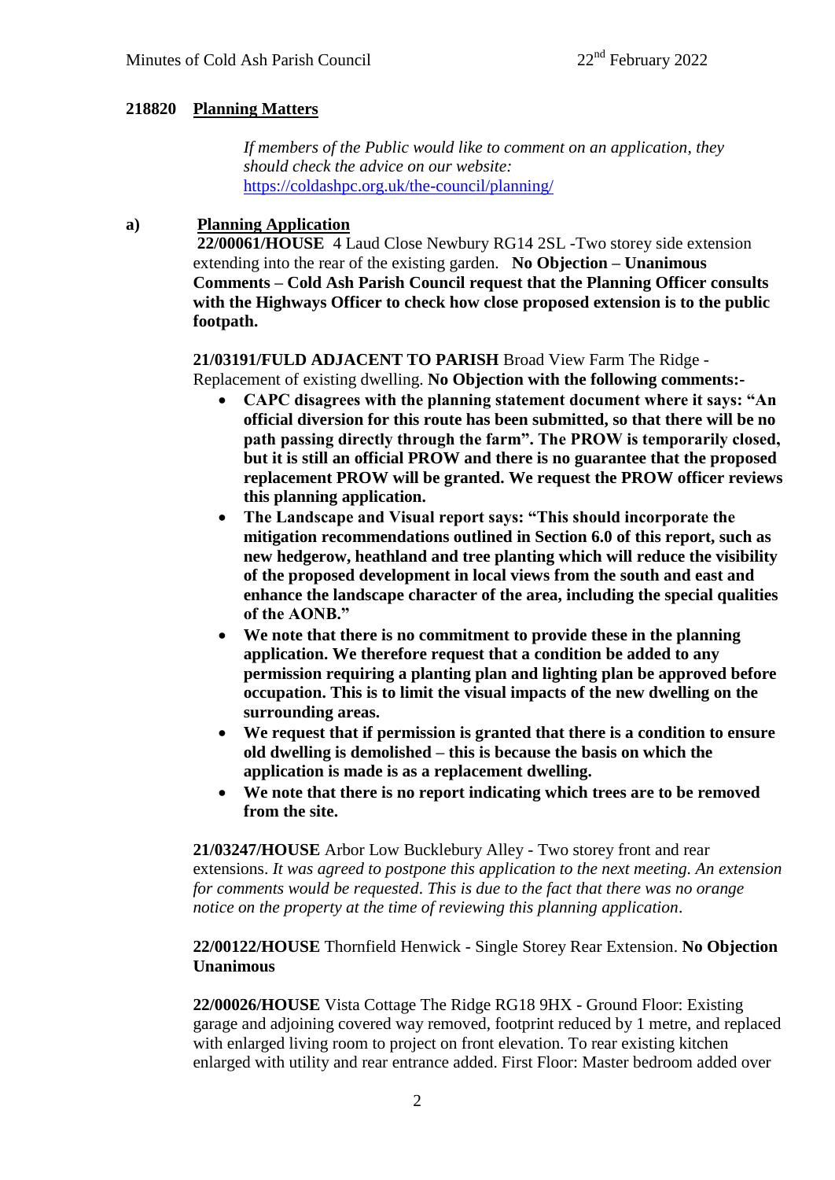**218820 Planning Matters**

*If members of the Public would like to comment on an application, they should check the advice on our website:* https://coldashpc.org.uk/the-council/planning/

**a) Planning Application**

**22/00061/HOUSE** 4 Laud Close Newbury RG14 2SL -Two storey side extension extending into the rear of the existing garden. **No Objection – Unanimous Comments – Cold Ash Parish Council request that the Planning Officer consults with the Highways Officer to check how close proposed extension is to the public footpath.**

**21/03191/FULD ADJACENT TO PARISH** Broad View Farm The Ridge - Replacement of existing dwelling. **No Objection with the following comments:-**

- **CAPC disagrees with the planning statement document where it says: "An official diversion for this route has been submitted, so that there will be no path passing directly through the farm". The PROW is temporarily closed, but it is still an official PROW and there is no guarantee that the proposed replacement PROW will be granted. We request the PROW officer reviews this planning application.**
- **The Landscape and Visual report says: "This should incorporate the mitigation recommendations outlined in Section 6.0 of this report, such as new hedgerow, heathland and tree planting which will reduce the visibility of the proposed development in local views from the south and east and enhance the landscape character of the area, including the special qualities of the AONB."**
- **We note that there is no commitment to provide these in the planning application. We therefore request that a condition be added to any permission requiring a planting plan and lighting plan be approved before occupation. This is to limit the visual impacts of the new dwelling on the surrounding areas.**
- **We request that if permission is granted that there is a condition to ensure old dwelling is demolished – this is because the basis on which the application is made is as a replacement dwelling.**
- **We note that there is no report indicating which trees are to be removed from the site.**

**21/03247/HOUSE** Arbor Low Bucklebury Alley - Two storey front and rear extensions. *It was agreed to postpone this application to the next meeting. An extension for comments would be requested. This is due to the fact that there was no orange notice on the property at the time of reviewing this planning application*.

**22/00122/HOUSE** Thornfield Henwick - Single Storey Rear Extension. **No Objection Unanimous**

**22/00026/HOUSE** Vista Cottage The Ridge RG18 9HX - Ground Floor: Existing garage and adjoining covered way removed, footprint reduced by 1 metre, and replaced with enlarged living room to project on front elevation. To rear existing kitchen enlarged with utility and rear entrance added. First Floor: Master bedroom added over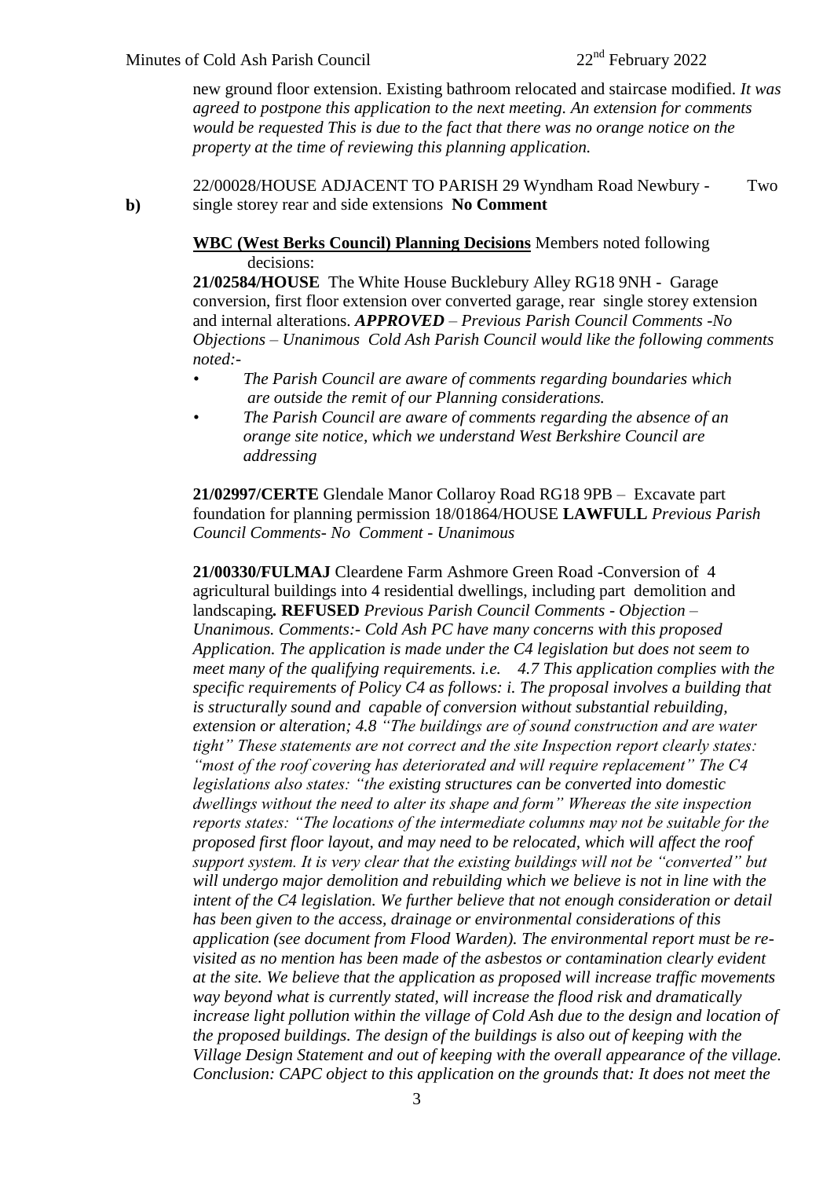new ground floor extension. Existing bathroom relocated and staircase modified. *It was agreed to postpone this application to the next meeting. An extension for comments would be requested This is due to the fact that there was no orange notice on the property at the time of reviewing this planning application.*

22/00028/HOUSE ADJACENT TO PARISH 29 Wyndham Road Newbury - Two single storey rear and side extensions **No Comment**

**b)** **WBC (West Berks Council) Planning Decisions** Members noted following decisions:

**21/02584/HOUSE** The White House Bucklebury Alley RG18 9NH - Garage conversion, first floor extension over converted garage, rear single storey extension and internal alterations. ***APPROVED*** *– Previous Parish Council Comments -No Objections – Unanimous Cold Ash Parish Council would like the following comments noted:-*

- *The Parish Council are aware of comments regarding boundaries which are outside the remit of our Planning considerations.*
- *The Parish Council are aware of comments regarding the absence of an orange site notice, which we understand West Berkshire Council are addressing*

**21/02997/CERTE** Glendale Manor Collaroy Road RG18 9PB – Excavate part foundation for planning permission 18/01864/HOUSE **LAWFULL** *Previous Parish Council Comments- No Comment - Unanimous*

**21/00330/FULMAJ** Cleardene Farm Ashmore Green Road -Conversion of 4 agricultural buildings into 4 residential dwellings, including part demolition and landscaping**.** **REFUSED** *Previous Parish Council Comments - Objection – Unanimous. Comments:- Cold Ash PC have many concerns with this proposed Application. The application is made under the C4 legislation but does not seem to meet many of the qualifying requirements. i.e. 4.7 This application complies with the specific requirements of Policy C4 as follows: i. The proposal involves a building that is structurally sound and capable of conversion without substantial rebuilding, extension or alteration; 4.8 "The buildings are of sound construction and are water tight" These statements are not correct and the site Inspection report clearly states: "most of the roof covering has deteriorated and will require replacement" The C4 legislations also states: "the existing structures can be converted into domestic dwellings without the need to alter its shape and form" Whereas the site inspection reports states: "The locations of the intermediate columns may not be suitable for the proposed first floor layout, and may need to be relocated, which will affect the roof support system. It is very clear that the existing buildings will not be "converted" but will undergo major demolition and rebuilding which we believe is not in line with the intent of the C4 legislation. We further believe that not enough consideration or detail has been given to the access, drainage or environmental considerations of this application (see document from Flood Warden). The environmental report must be re-visited as no mention has been made of the asbestos or contamination clearly evident at the site. We believe that the application as proposed will increase traffic movements way beyond what is currently stated, will increase the flood risk and dramatically increase light pollution within the village of Cold Ash due to the design and location of the proposed buildings. The design of the buildings is also out of keeping with the Village Design Statement and out of keeping with the overall appearance of the village. Conclusion: CAPC object to this application on the grounds that: It does not meet the*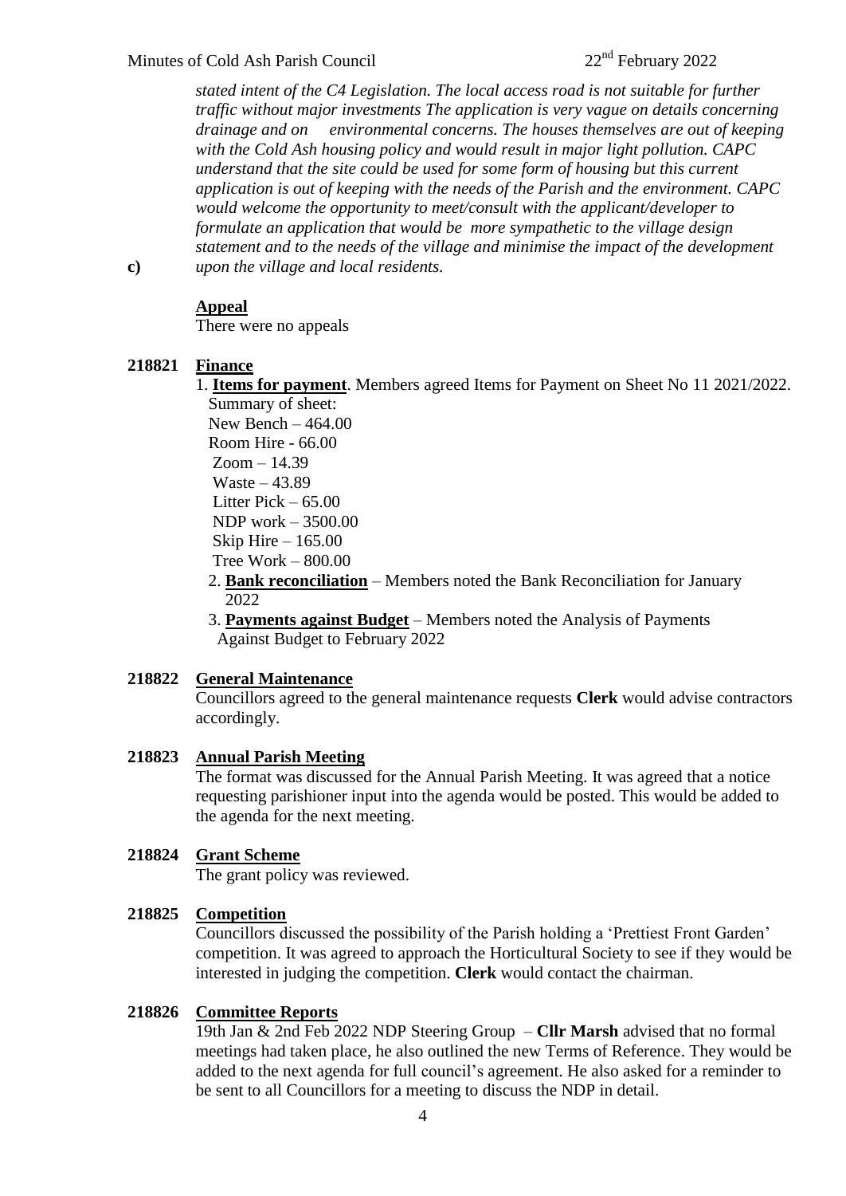*stated intent of the C4 Legislation. The local access road is not suitable for further traffic without major investments The application is very vague on details concerning drainage and on environmental concerns. The houses themselves are out of keeping with the Cold Ash housing policy and would result in major light pollution. CAPC understand that the site could be used for some form of housing but this current application is out of keeping with the needs of the Parish and the environment. CAPC would welcome the opportunity to meet/consult with the applicant/developer to formulate an application that would be more sympathetic to the village design statement and to the needs of the village and minimise the impact of the development upon the village and local residents.*

**c)** **Appeal**

There were no appeals

**218821 Finance**

1. **Items for payment**. Members agreed Items for Payment on Sheet No 11 2021/2022.
   Summary of sheet:
   New Bench – 464.00
   Room Hire - 66.00
   Zoom – 14.39
   Waste – 43.89
   Litter Pick – 65.00
   NDP work – 3500.00
   Skip Hire – 165.00
   Tree Work – 800.00
2. **Bank reconciliation** – Members noted the Bank Reconciliation for January 2022
3. **Payments against Budget** – Members noted the Analysis of Payments Against Budget to February 2022

**218822 General Maintenance**

Councillors agreed to the general maintenance requests **Clerk** would advise contractors accordingly.

**218823 Annual Parish Meeting**

The format was discussed for the Annual Parish Meeting. It was agreed that a notice requesting parishioner input into the agenda would be posted. This would be added to the agenda for the next meeting.

**218824 Grant Scheme**

The grant policy was reviewed.

**218825 Competition**

Councillors discussed the possibility of the Parish holding a 'Prettiest Front Garden' competition. It was agreed to approach the Horticultural Society to see if they would be interested in judging the competition. **Clerk** would contact the chairman.

**218826 Committee Reports**

19th Jan & 2nd Feb 2022 NDP Steering Group – **Cllr Marsh** advised that no formal meetings had taken place, he also outlined the new Terms of Reference. They would be added to the next agenda for full council's agreement. He also asked for a reminder to be sent to all Councillors for a meeting to discuss the NDP in detail.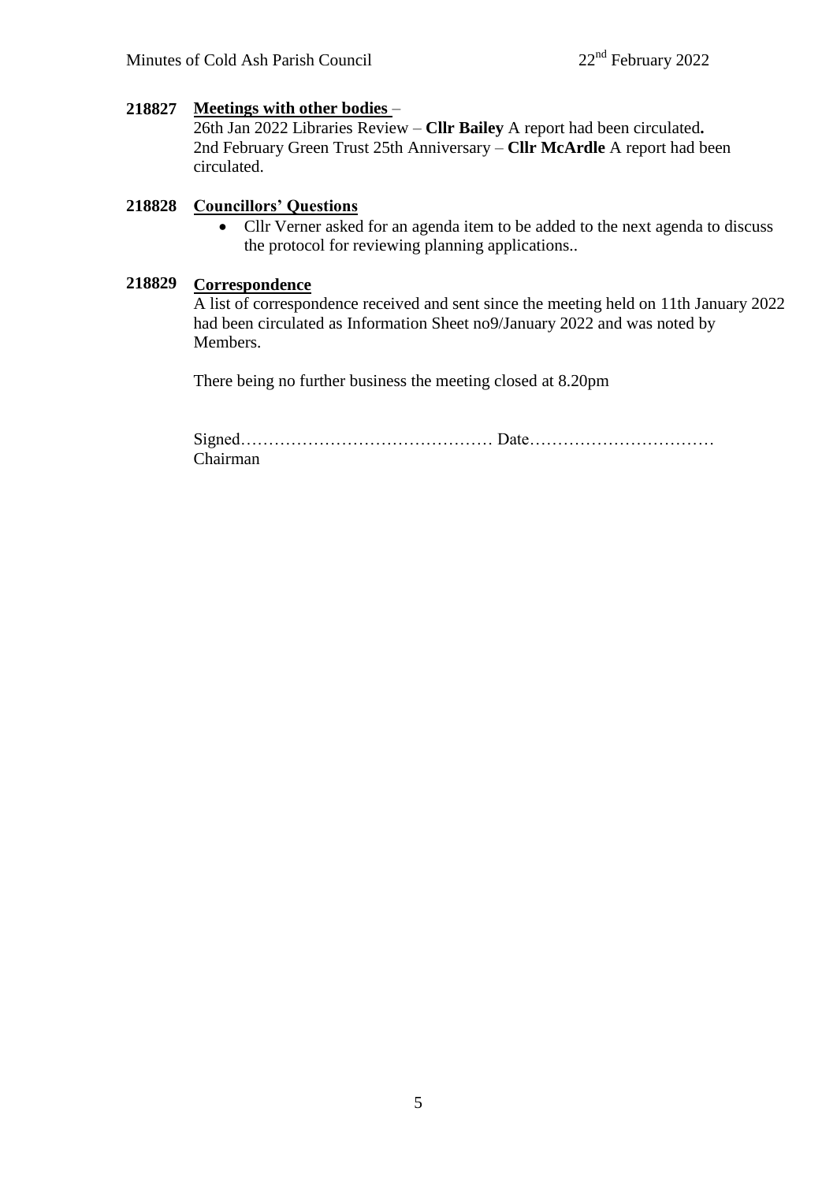**218827 Meetings with other bodies** –

26th Jan 2022 Libraries Review – **Cllr Bailey** A report had been circulated**.**
2nd February Green Trust 25th Anniversary – **Cllr McArdle** A report had been circulated.

**218828 Councillors' Questions**

- Cllr Verner asked for an agenda item to be added to the next agenda to discuss the protocol for reviewing planning applications..

**218829 Correspondence**

A list of correspondence received and sent since the meeting held on 11th January 2022 had been circulated as Information Sheet no9/January 2022 and was noted by Members.

There being no further business the meeting closed at 8.20pm

Signed……………………………………… Date……………………………
Chairman